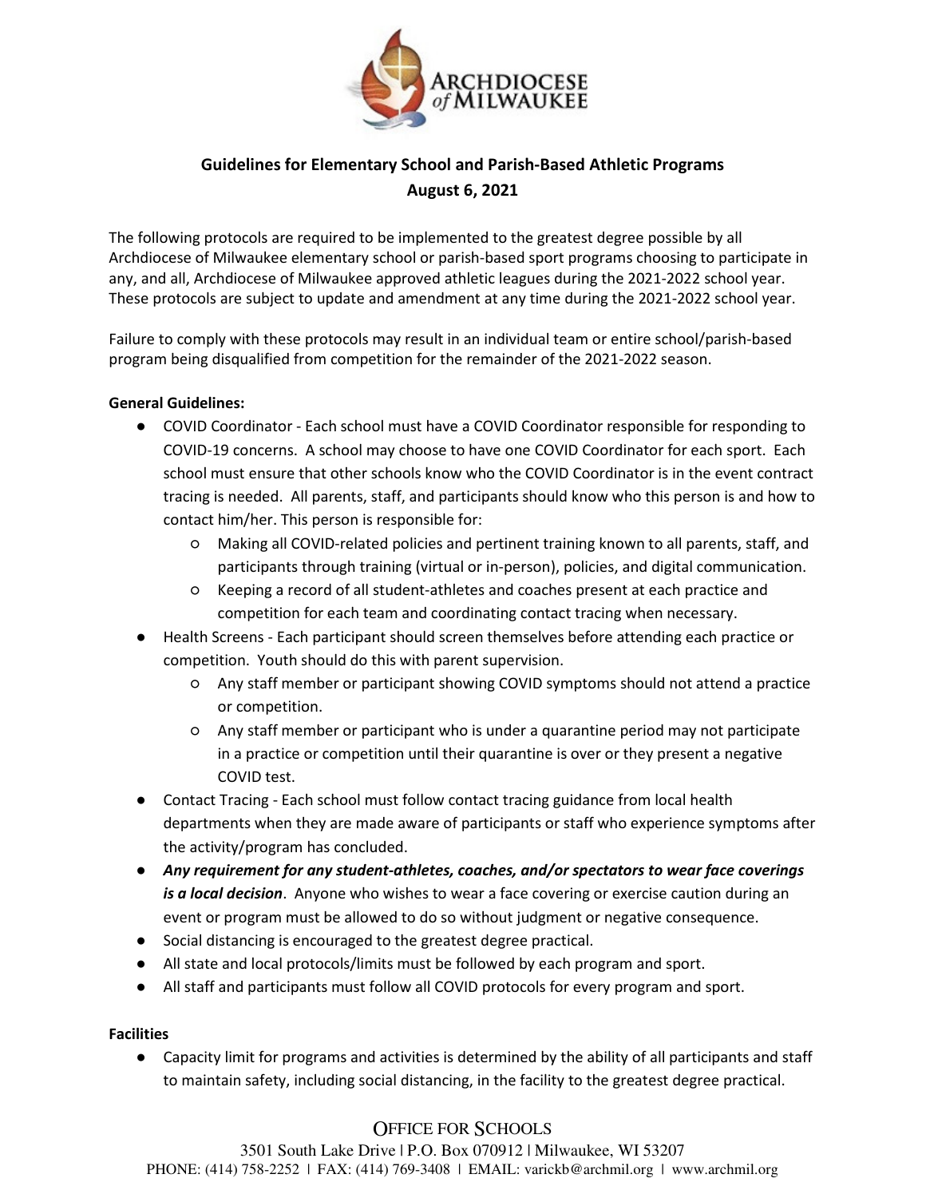# Guidelines for Elementary School and Parish-Based Athletic Programs

**August 6, 2021**

The following protocols are required to be implemented to the greatest degree possible by all Archdiocese of Milwaukee elementary school or parish-based sport programs choosing to participate in any, and all, Archdiocese of Milwaukee approved athletic leagues during the 2021-2022 school year. These protocols are subject to update and amendment at any time during the 2021-2022 school year.

Failure to comply with these protocols may result in an individual team or entire school/parish-based program being disqualified from competition for the remainder of the 2021-2022 season.

**General Guidelines:**

- COVID Coordinator - Each school must have a COVID Coordinator responsible for responding to COVID-19 concerns. A school may choose to have one COVID Coordinator for each sport. Each school must ensure that other schools know who the COVID Coordinator is in the event contract tracing is needed. All parents, staff, and participants should know who this person is and how to contact him/her. This person is responsible for:
  - Making all COVID-related policies and pertinent training known to all parents, staff, and participants through training (virtual or in-person), policies, and digital communication.
  - Keeping a record of all student-athletes and coaches present at each practice and competition for each team and coordinating contact tracing when necessary.
- Health Screens - Each participant should screen themselves before attending each practice or competition. Youth should do this with parent supervision.
  - Any staff member or participant showing COVID symptoms should not attend a practice or competition.
  - Any staff member or participant who is under a quarantine period may not participate in a practice or competition until their quarantine is over or they present a negative COVID test.
- Contact Tracing - Each school must follow contact tracing guidance from local health departments when they are made aware of participants or staff who experience symptoms after the activity/program has concluded.
- ***Any requirement for any student-athletes, coaches, and/or spectators to wear face coverings is a local decision***. Anyone who wishes to wear a face covering or exercise caution during an event or program must be allowed to do so without judgment or negative consequence.
- Social distancing is encouraged to the greatest degree practical.
- All state and local protocols/limits must be followed by each program and sport.
- All staff and participants must follow all COVID protocols for every program and sport.

**Facilities**

- Capacity limit for programs and activities is determined by the ability of all participants and staff to maintain safety, including social distancing, in the facility to the greatest degree practical.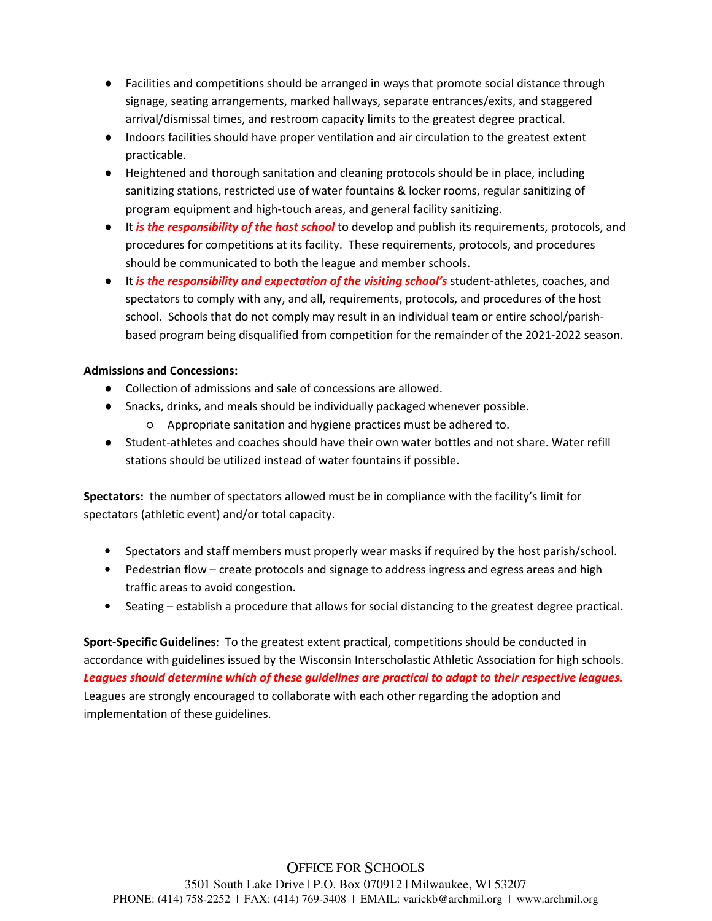- Facilities and competitions should be arranged in ways that promote social distance through signage, seating arrangements, marked hallways, separate entrances/exits, and staggered arrival/dismissal times, and restroom capacity limits to the greatest degree practical.
- Indoors facilities should have proper ventilation and air circulation to the greatest extent practicable.
- Heightened and thorough sanitation and cleaning protocols should be in place, including sanitizing stations, restricted use of water fountains & locker rooms, regular sanitizing of program equipment and high-touch areas, and general facility sanitizing.
- It ***is the responsibility of the host school*** to develop and publish its requirements, protocols, and procedures for competitions at its facility. These requirements, protocols, and procedures should be communicated to both the league and member schools.
- It ***is the responsibility and expectation of the visiting school's*** student-athletes, coaches, and spectators to comply with any, and all, requirements, protocols, and procedures of the host school. Schools that do not comply may result in an individual team or entire school/parish-based program being disqualified from competition for the remainder of the 2021-2022 season.

**Admissions and Concessions:**

- Collection of admissions and sale of concessions are allowed.
- Snacks, drinks, and meals should be individually packaged whenever possible.
  - Appropriate sanitation and hygiene practices must be adhered to.
- Student-athletes and coaches should have their own water bottles and not share. Water refill stations should be utilized instead of water fountains if possible.

**Spectators:** the number of spectators allowed must be in compliance with the facility's limit for spectators (athletic event) and/or total capacity.

- Spectators and staff members must properly wear masks if required by the host parish/school.
- Pedestrian flow – create protocols and signage to address ingress and egress areas and high traffic areas to avoid congestion.
- Seating – establish a procedure that allows for social distancing to the greatest degree practical.

**Sport-Specific Guidelines**: To the greatest extent practical, competitions should be conducted in accordance with guidelines issued by the Wisconsin Interscholastic Athletic Association for high schools. ***Leagues should determine which of these guidelines are practical to adapt to their respective leagues.*** Leagues are strongly encouraged to collaborate with each other regarding the adoption and implementation of these guidelines.

OFFICE FOR SCHOOLS
3501 South Lake Drive | P.O. Box 070912 | Milwaukee, WI 53207
PHONE: (414) 758-2252 | FAX: (414) 769-3408 | EMAIL: varickb@archmil.org | www.archmil.org